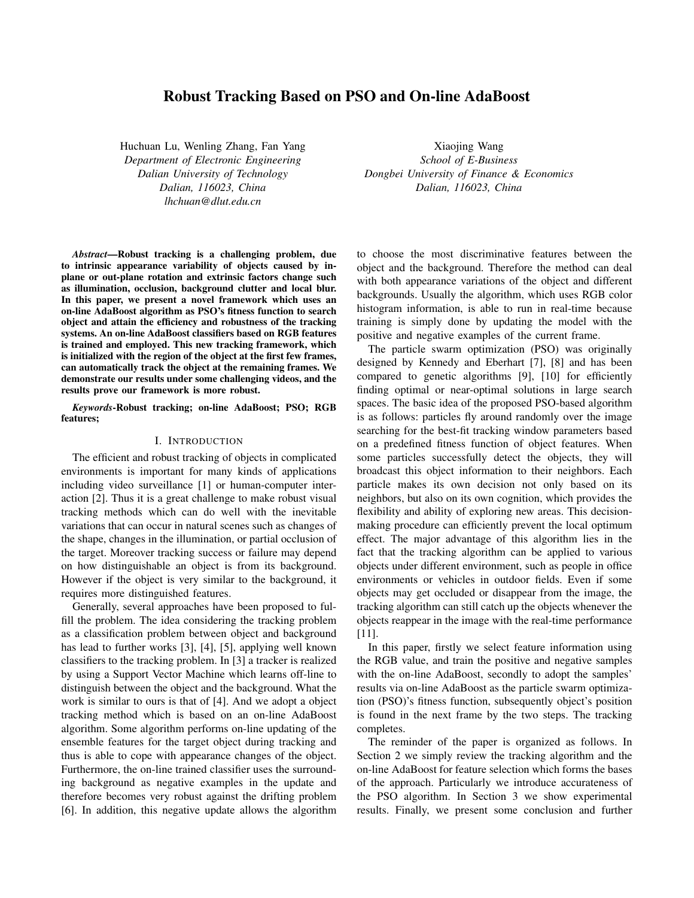# Robust Tracking Based on PSO and On-line AdaBoost

Huchuan Lu, Wenling Zhang, Fan Yang
*Department of Electronic Engineering*
*Dalian University of Technology*
*Dalian, 116023, China*
*lhchuan@dlut.edu.cn*

Xiaojing Wang
*School of E-Business*
*Dongbei University of Finance & Economics*
*Dalian, 116023, China*

***Abstract*—Robust tracking is a challenging problem, due to intrinsic appearance variability of objects caused by in-plane or out-plane rotation and extrinsic factors change such as illumination, occlusion, background clutter and local blur. In this paper, we present a novel framework which uses an on-line AdaBoost algorithm as PSO's fitness function to search object and attain the efficiency and robustness of the tracking systems. An on-line AdaBoost classifiers based on RGB features is trained and employed. This new tracking framework, which is initialized with the region of the object at the first few frames, can automatically track the object at the remaining frames. We demonstrate our results under some challenging videos, and the results prove our framework is more robust.**

***Keywords*-Robust tracking; on-line AdaBoost; PSO; RGB features;**

## I. Introduction

The efficient and robust tracking of objects in complicated environments is important for many kinds of applications including video surveillance [1] or human-computer interaction [2]. Thus it is a great challenge to make robust visual tracking methods which can do well with the inevitable variations that can occur in natural scenes such as changes of the shape, changes in the illumination, or partial occlusion of the target. Moreover tracking success or failure may depend on how distinguishable an object is from its background. However if the object is very similar to the background, it requires more distinguished features.

Generally, several approaches have been proposed to fulfill the problem. The idea considering the tracking problem as a classification problem between object and background has lead to further works [3], [4], [5], applying well known classifiers to the tracking problem. In [3] a tracker is realized by using a Support Vector Machine which learns off-line to distinguish between the object and the background. What the work is similar to ours is that of [4]. And we adopt a object tracking method which is based on an on-line AdaBoost algorithm. Some algorithm performs on-line updating of the ensemble features for the target object during tracking and thus is able to cope with appearance changes of the object. Furthermore, the on-line trained classifier uses the surrounding background as negative examples in the update and therefore becomes very robust against the drifting problem [6]. In addition, this negative update allows the algorithm to choose the most discriminative features between the object and the background. Therefore the method can deal with both appearance variations of the object and different backgrounds. Usually the algorithm, which uses RGB color histogram information, is able to run in real-time because training is simply done by updating the model with the positive and negative examples of the current frame.

The particle swarm optimization (PSO) was originally designed by Kennedy and Eberhart [7], [8] and has been compared to genetic algorithms [9], [10] for efficiently finding optimal or near-optimal solutions in large search spaces. The basic idea of the proposed PSO-based algorithm is as follows: particles fly around randomly over the image searching for the best-fit tracking window parameters based on a predefined fitness function of object features. When some particles successfully detect the objects, they will broadcast this object information to their neighbors. Each particle makes its own decision not only based on its neighbors, but also on its own cognition, which provides the flexibility and ability of exploring new areas. This decision-making procedure can efficiently prevent the local optimum effect. The major advantage of this algorithm lies in the fact that the tracking algorithm can be applied to various objects under different environment, such as people in office environments or vehicles in outdoor fields. Even if some objects may get occluded or disappear from the image, the tracking algorithm can still catch up the objects whenever the objects reappear in the image with the real-time performance [11].

In this paper, firstly we select feature information using the RGB value, and train the positive and negative samples with the on-line AdaBoost, secondly to adopt the samples' results via on-line AdaBoost as the particle swarm optimization (PSO)'s fitness function, subsequently object's position is found in the next frame by the two steps. The tracking completes.

The reminder of the paper is organized as follows. In Section 2 we simply review the tracking algorithm and the on-line AdaBoost for feature selection which forms the bases of the approach. Particularly we introduce accurateness of the PSO algorithm. In Section 3 we show experimental results. Finally, we present some conclusion and further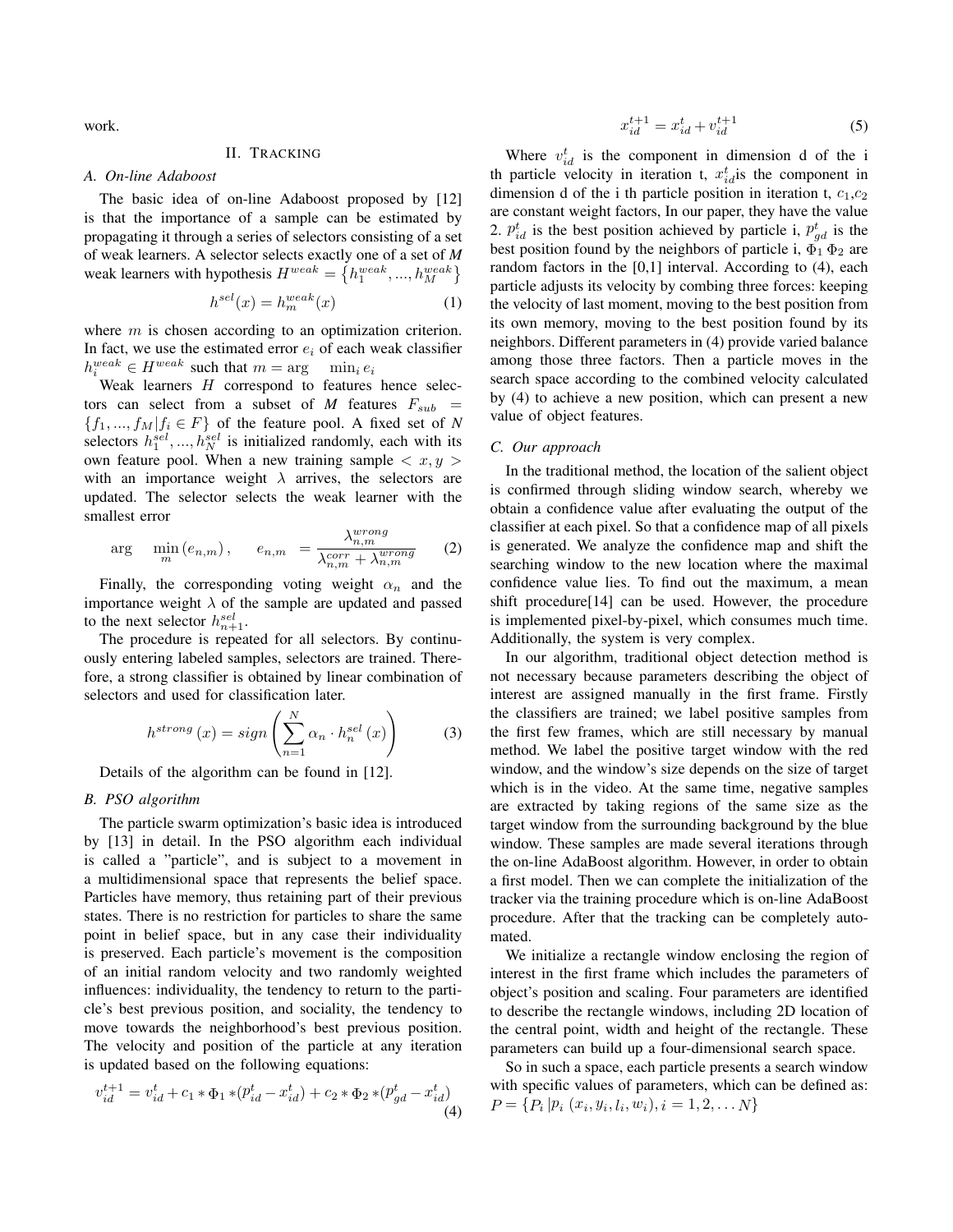work.

## II. Tracking

### A. On-line Adaboost

The basic idea of on-line Adaboost proposed by [12] is that the importance of a sample can be estimated by propagating it through a series of selectors consisting of a set of weak learners. A selector selects exactly one of a set of *M* weak learners with hypothesis $H^{weak} = \left\{h_1^{weak}, ..., h_M^{weak}\right\}$

$$h^{sel}(x) = h_m^{weak}(x) \tag{1}$$

where $m$ is chosen according to an optimization criterion. In fact, we use the estimated error $e_i$ of each weak classifier $h_i^{weak} \in H^{weak}$ such that $m = \arg \quad \min_i e_i$

Weak learners $H$ correspond to features hence selectors can select from a subset of *M* features $F_{sub} = \{f_1, ..., f_M | f_i \in F\}$ of the feature pool. A fixed set of *N* selectors $h_1^{sel}, ..., h_N^{sel}$ is initialized randomly, each with its own feature pool. When a new training sample $< x, y >$ with an importance weight $\lambda$ arrives, the selectors are updated. The selector selects the weak learner with the smallest error

$$\arg \quad \min_m \left(e_{n,m}\right), \qquad e_{n,m} = \frac{\lambda_{n,m}^{wrong}}{\lambda_{n,m}^{corr} + \lambda_{n,m}^{wrong}} \tag{2}$$

Finally, the corresponding voting weight $\alpha_n$ and the importance weight $\lambda$ of the sample are updated and passed to the next selector $h_{n+1}^{sel}$.

The procedure is repeated for all selectors. By continuously entering labeled samples, selectors are trained. Therefore, a strong classifier is obtained by linear combination of selectors and used for classification later.

$$h^{strong}\left(x\right) = sign\left(\sum_{n=1}^{N} \alpha_n \cdot h_n^{sel}\left(x\right)\right) \tag{3}$$

Details of the algorithm can be found in [12].

### B. PSO algorithm

The particle swarm optimization's basic idea is introduced by [13] in detail. In the PSO algorithm each individual is called a "particle", and is subject to a movement in a multidimensional space that represents the belief space. Particles have memory, thus retaining part of their previous states. There is no restriction for particles to share the same point in belief space, but in any case their individuality is preserved. Each particle's movement is the composition of an initial random velocity and two randomly weighted influences: individuality, the tendency to return to the particle's best previous position, and sociality, the tendency to move towards the neighborhood's best previous position. The velocity and position of the particle at any iteration is updated based on the following equations:

$$v_{id}^{t+1} = v_{id}^t + c_1 * \Phi_1 * (p_{id}^t - x_{id}^t) + c_2 * \Phi_2 * (p_{gd}^t - x_{id}^t) \tag{4}$$

$$x_{id}^{t+1} = x_{id}^t + v_{id}^{t+1} \tag{5}$$

Where $v_{id}^t$ is the component in dimension d of the i th particle velocity in iteration t, $x_{id}^t$is the component in dimension d of the i th particle position in iteration t, $c_1$,$c_2$ are constant weight factors, In our paper, they have the value 2. $p_{id}^t$ is the best position achieved by particle i, $p_{gd}^t$ is the best position found by the neighbors of particle i, $\Phi_1$ $\Phi_2$ are random factors in the [0,1] interval. According to (4), each particle adjusts its velocity by combing three forces: keeping the velocity of last moment, moving to the best position from its own memory, moving to the best position found by its neighbors. Different parameters in (4) provide varied balance among those three factors. Then a particle moves in the search space according to the combined velocity calculated by (4) to achieve a new position, which can present a new value of object features.

### C. Our approach

In the traditional method, the location of the salient object is confirmed through sliding window search, whereby we obtain a confidence value after evaluating the output of the classifier at each pixel. So that a confidence map of all pixels is generated. We analyze the confidence map and shift the searching window to the new location where the maximal confidence value lies. To find out the maximum, a mean shift procedure[14] can be used. However, the procedure is implemented pixel-by-pixel, which consumes much time. Additionally, the system is very complex.

In our algorithm, traditional object detection method is not necessary because parameters describing the object of interest are assigned manually in the first frame. Firstly the classifiers are trained; we label positive samples from the first few frames, which are still necessary by manual method. We label the positive target window with the red window, and the window's size depends on the size of target which is in the video. At the same time, negative samples are extracted by taking regions of the same size as the target window from the surrounding background by the blue window. These samples are made several iterations through the on-line AdaBoost algorithm. However, in order to obtain a first model. Then we can complete the initialization of the tracker via the training procedure which is on-line AdaBoost procedure. After that the tracking can be completely automated.

We initialize a rectangle window enclosing the region of interest in the first frame which includes the parameters of object's position and scaling. Four parameters are identified to describe the rectangle windows, including 2D location of the central point, width and height of the rectangle. These parameters can build up a four-dimensional search space.

So in such a space, each particle presents a search window with specific values of parameters, which can be defined as: $P = \{P_i\,|p_i\ (x_i, y_i, l_i, w_i), i = 1, 2, \ldots N\}$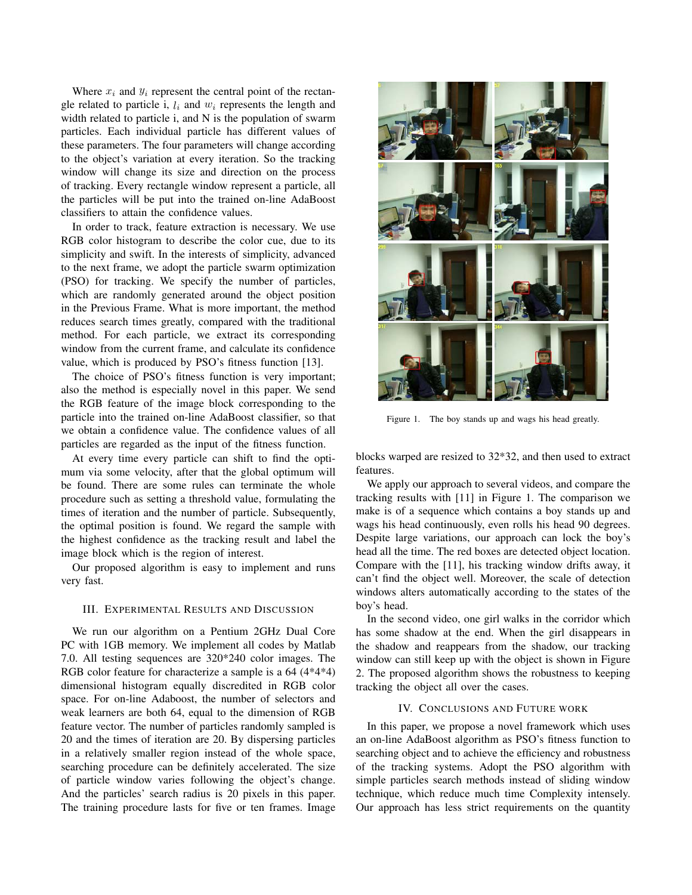Where $x_i$ and $y_i$ represent the central point of the rectangle related to particle i, $l_i$ and $w_i$ represents the length and width related to particle i, and N is the population of swarm particles. Each individual particle has different values of these parameters. The four parameters will change according to the object's variation at every iteration. So the tracking window will change its size and direction on the process of tracking. Every rectangle window represent a particle, all the particles will be put into the trained on-line AdaBoost classifiers to attain the confidence values.

In order to track, feature extraction is necessary. We use RGB color histogram to describe the color cue, due to its simplicity and swift. In the interests of simplicity, advanced to the next frame, we adopt the particle swarm optimization (PSO) for tracking. We specify the number of particles, which are randomly generated around the object position in the Previous Frame. What is more important, the method reduces search times greatly, compared with the traditional method. For each particle, we extract its corresponding window from the current frame, and calculate its confidence value, which is produced by PSO's fitness function [13].

The choice of PSO's fitness function is very important; also the method is especially novel in this paper. We send the RGB feature of the image block corresponding to the particle into the trained on-line AdaBoost classifier, so that we obtain a confidence value. The confidence values of all particles are regarded as the input of the fitness function.

At every time every particle can shift to find the optimum via some velocity, after that the global optimum will be found. There are some rules can terminate the whole procedure such as setting a threshold value, formulating the times of iteration and the number of particle. Subsequently, the optimal position is found. We regard the sample with the highest confidence as the tracking result and label the image block which is the region of interest.

Our proposed algorithm is easy to implement and runs very fast.

## III. Experimental Results and Discussion

We run our algorithm on a Pentium 2GHz Dual Core PC with 1GB memory. We implement all codes by Matlab 7.0. All testing sequences are 320*240 color images. The RGB color feature for characterize a sample is a 64 (4*4*4) dimensional histogram equally discredited in RGB color space. For on-line Adaboost, the number of selectors and weak learners are both 64, equal to the dimension of RGB feature vector. The number of particles randomly sampled is 20 and the times of iteration are 20. By dispersing particles in a relatively smaller region instead of the whole space, searching procedure can be definitely accelerated. The size of particle window varies following the object's change. And the particles' search radius is 20 pixels in this paper. The training procedure lasts for five or ten frames. Image blocks warped are resized to 32*32, and then used to extract features.

Figure 1. The boy stands up and wags his head greatly.

We apply our approach to several videos, and compare the tracking results with [11] in Figure 1. The comparison we make is of a sequence which contains a boy stands up and wags his head continuously, even rolls his head 90 degrees. Despite large variations, our approach can lock the boy's head all the time. The red boxes are detected object location. Compare with the [11], his tracking window drifts away, it can't find the object well. Moreover, the scale of detection windows alters automatically according to the states of the boy's head.

In the second video, one girl walks in the corridor which has some shadow at the end. When the girl disappears in the shadow and reappears from the shadow, our tracking window can still keep up with the object is shown in Figure 2. The proposed algorithm shows the robustness to keeping tracking the object all over the cases.

## IV. Conclusions and Future work

In this paper, we propose a novel framework which uses an on-line AdaBoost algorithm as PSO's fitness function to searching object and to achieve the efficiency and robustness of the tracking systems. Adopt the PSO algorithm with simple particles search methods instead of sliding window technique, which reduce much time Complexity intensely. Our approach has less strict requirements on the quantity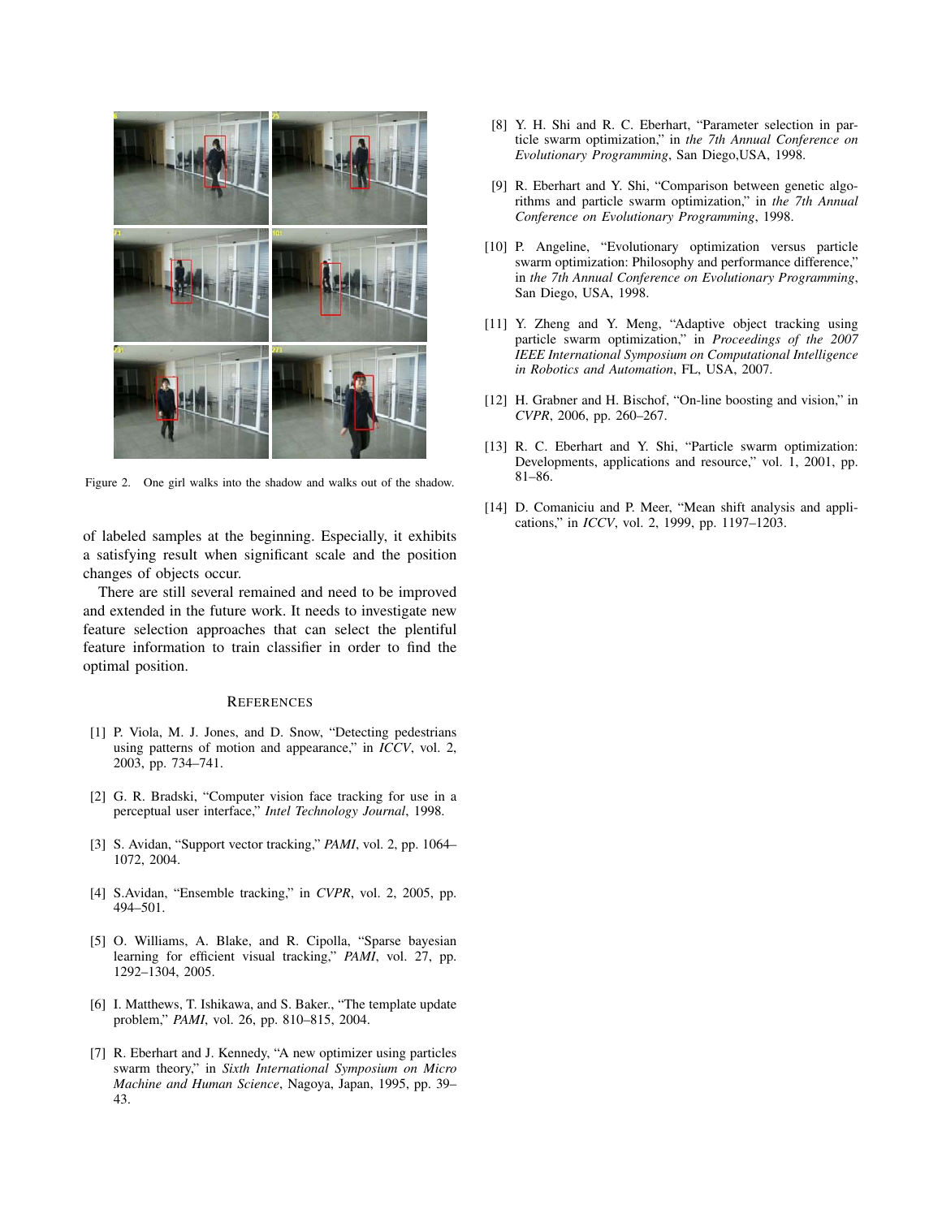Figure 2. One girl walks into the shadow and walks out of the shadow.

of labeled samples at the beginning. Especially, it exhibits a satisfying result when significant scale and the position changes of objects occur.

There are still several remained and need to be improved and extended in the future work. It needs to investigate new feature selection approaches that can select the plentiful feature information to train classifier in order to find the optimal position.

## References

[1] P. Viola, M. J. Jones, and D. Snow, "Detecting pedestrians using patterns of motion and appearance," in *ICCV*, vol. 2, 2003, pp. 734–741.

[2] G. R. Bradski, "Computer vision face tracking for use in a perceptual user interface," *Intel Technology Journal*, 1998.

[3] S. Avidan, "Support vector tracking," *PAMI*, vol. 2, pp. 1064–1072, 2004.

[4] S.Avidan, "Ensemble tracking," in *CVPR*, vol. 2, 2005, pp. 494–501.

[5] O. Williams, A. Blake, and R. Cipolla, "Sparse bayesian learning for efficient visual tracking," *PAMI*, vol. 27, pp. 1292–1304, 2005.

[6] I. Matthews, T. Ishikawa, and S. Baker., "The template update problem," *PAMI*, vol. 26, pp. 810–815, 2004.

[7] R. Eberhart and J. Kennedy, "A new optimizer using particles swarm theory," in *Sixth International Symposium on Micro Machine and Human Science*, Nagoya, Japan, 1995, pp. 39–43.

[8] Y. H. Shi and R. C. Eberhart, "Parameter selection in particle swarm optimization," in *the 7th Annual Conference on Evolutionary Programming*, San Diego,USA, 1998.

[9] R. Eberhart and Y. Shi, "Comparison between genetic algorithms and particle swarm optimization," in *the 7th Annual Conference on Evolutionary Programming*, 1998.

[10] P. Angeline, "Evolutionary optimization versus particle swarm optimization: Philosophy and performance difference," in *the 7th Annual Conference on Evolutionary Programming*, San Diego, USA, 1998.

[11] Y. Zheng and Y. Meng, "Adaptive object tracking using particle swarm optimization," in *Proceedings of the 2007 IEEE International Symposium on Computational Intelligence in Robotics and Automation*, FL, USA, 2007.

[12] H. Grabner and H. Bischof, "On-line boosting and vision," in *CVPR*, 2006, pp. 260–267.

[13] R. C. Eberhart and Y. Shi, "Particle swarm optimization: Developments, applications and resource," vol. 1, 2001, pp. 81–86.

[14] D. Comaniciu and P. Meer, "Mean shift analysis and applications," in *ICCV*, vol. 2, 1999, pp. 1197–1203.